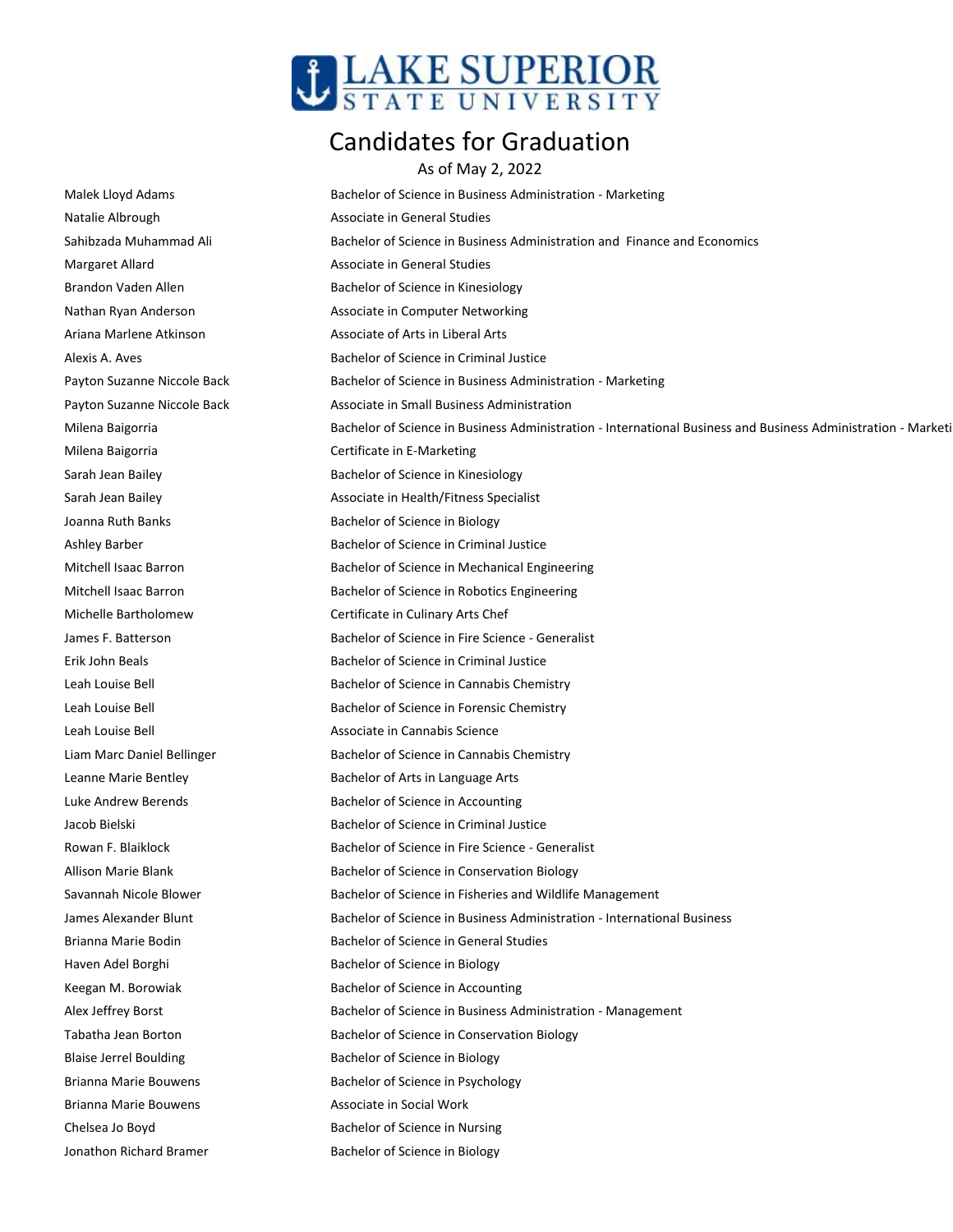# Lake Superior State University

## Candidates for Graduation

As of May 2, 2022

| | |
|---|---|
| Malek Lloyd Adams | Bachelor of Science in Business Administration - Marketing |
| Natalie Albrough | Associate in General Studies |
| Sahibzada Muhammad Ali | Bachelor of Science in Business Administration and Finance and Economics |
| Margaret Allard | Associate in General Studies |
| Brandon Vaden Allen | Bachelor of Science in Kinesiology |
| Nathan Ryan Anderson | Associate in Computer Networking |
| Ariana Marlene Atkinson | Associate of Arts in Liberal Arts |
| Alexis A. Aves | Bachelor of Science in Criminal Justice |
| Payton Suzanne Niccole Back | Bachelor of Science in Business Administration - Marketing |
| Payton Suzanne Niccole Back | Associate in Small Business Administration |
| Milena Baigorria | Bachelor of Science in Business Administration - International Business and Business Administration - Marketi |
| Milena Baigorria | Certificate in E-Marketing |
| Sarah Jean Bailey | Bachelor of Science in Kinesiology |
| Sarah Jean Bailey | Associate in Health/Fitness Specialist |
| Joanna Ruth Banks | Bachelor of Science in Biology |
| Ashley Barber | Bachelor of Science in Criminal Justice |
| Mitchell Isaac Barron | Bachelor of Science in Mechanical Engineering |
| Mitchell Isaac Barron | Bachelor of Science in Robotics Engineering |
| Michelle Bartholomew | Certificate in Culinary Arts Chef |
| James F. Batterson | Bachelor of Science in Fire Science - Generalist |
| Erik John Beals | Bachelor of Science in Criminal Justice |
| Leah Louise Bell | Bachelor of Science in Cannabis Chemistry |
| Leah Louise Bell | Bachelor of Science in Forensic Chemistry |
| Leah Louise Bell | Associate in Cannabis Science |
| Liam Marc Daniel Bellinger | Bachelor of Science in Cannabis Chemistry |
| Leanne Marie Bentley | Bachelor of Arts in Language Arts |
| Luke Andrew Berends | Bachelor of Science in Accounting |
| Jacob Bielski | Bachelor of Science in Criminal Justice |
| Rowan F. Blaiklock | Bachelor of Science in Fire Science - Generalist |
| Allison Marie Blank | Bachelor of Science in Conservation Biology |
| Savannah Nicole Blower | Bachelor of Science in Fisheries and Wildlife Management |
| James Alexander Blunt | Bachelor of Science in Business Administration - International Business |
| Brianna Marie Bodin | Bachelor of Science in General Studies |
| Haven Adel Borghi | Bachelor of Science in Biology |
| Keegan M. Borowiak | Bachelor of Science in Accounting |
| Alex Jeffrey Borst | Bachelor of Science in Business Administration - Management |
| Tabatha Jean Borton | Bachelor of Science in Conservation Biology |
| Blaise Jerrel Boulding | Bachelor of Science in Biology |
| Brianna Marie Bouwens | Bachelor of Science in Psychology |
| Brianna Marie Bouwens | Associate in Social Work |
| Chelsea Jo Boyd | Bachelor of Science in Nursing |
| Jonathon Richard Bramer | Bachelor of Science in Biology |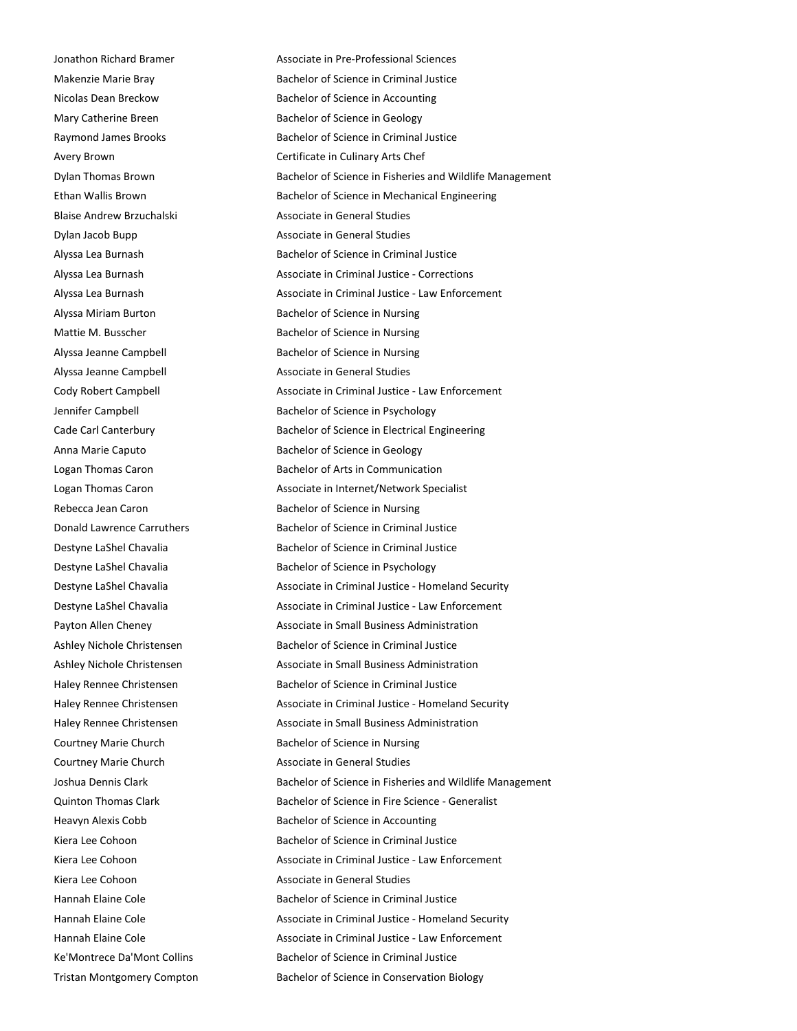| | |
|---|---|
| Jonathon Richard Bramer | Associate in Pre-Professional Sciences |
| Makenzie Marie Bray | Bachelor of Science in Criminal Justice |
| Nicolas Dean Breckow | Bachelor of Science in Accounting |
| Mary Catherine Breen | Bachelor of Science in Geology |
| Raymond James Brooks | Bachelor of Science in Criminal Justice |
| Avery Brown | Certificate in Culinary Arts Chef |
| Dylan Thomas Brown | Bachelor of Science in Fisheries and Wildlife Management |
| Ethan Wallis Brown | Bachelor of Science in Mechanical Engineering |
| Blaise Andrew Brzuchalski | Associate in General Studies |
| Dylan Jacob Bupp | Associate in General Studies |
| Alyssa Lea Burnash | Bachelor of Science in Criminal Justice |
| Alyssa Lea Burnash | Associate in Criminal Justice - Corrections |
| Alyssa Lea Burnash | Associate in Criminal Justice - Law Enforcement |
| Alyssa Miriam Burton | Bachelor of Science in Nursing |
| Mattie M. Busscher | Bachelor of Science in Nursing |
| Alyssa Jeanne Campbell | Bachelor of Science in Nursing |
| Alyssa Jeanne Campbell | Associate in General Studies |
| Cody Robert Campbell | Associate in Criminal Justice - Law Enforcement |
| Jennifer Campbell | Bachelor of Science in Psychology |
| Cade Carl Canterbury | Bachelor of Science in Electrical Engineering |
| Anna Marie Caputo | Bachelor of Science in Geology |
| Logan Thomas Caron | Bachelor of Arts in Communication |
| Logan Thomas Caron | Associate in Internet/Network Specialist |
| Rebecca Jean Caron | Bachelor of Science in Nursing |
| Donald Lawrence Carruthers | Bachelor of Science in Criminal Justice |
| Destyne LaShel Chavalia | Bachelor of Science in Criminal Justice |
| Destyne LaShel Chavalia | Bachelor of Science in Psychology |
| Destyne LaShel Chavalia | Associate in Criminal Justice - Homeland Security |
| Destyne LaShel Chavalia | Associate in Criminal Justice - Law Enforcement |
| Payton Allen Cheney | Associate in Small Business Administration |
| Ashley Nichole Christensen | Bachelor of Science in Criminal Justice |
| Ashley Nichole Christensen | Associate in Small Business Administration |
| Haley Rennee Christensen | Bachelor of Science in Criminal Justice |
| Haley Rennee Christensen | Associate in Criminal Justice - Homeland Security |
| Haley Rennee Christensen | Associate in Small Business Administration |
| Courtney Marie Church | Bachelor of Science in Nursing |
| Courtney Marie Church | Associate in General Studies |
| Joshua Dennis Clark | Bachelor of Science in Fisheries and Wildlife Management |
| Quinton Thomas Clark | Bachelor of Science in Fire Science - Generalist |
| Heavyn Alexis Cobb | Bachelor of Science in Accounting |
| Kiera Lee Cohoon | Bachelor of Science in Criminal Justice |
| Kiera Lee Cohoon | Associate in Criminal Justice - Law Enforcement |
| Kiera Lee Cohoon | Associate in General Studies |
| Hannah Elaine Cole | Bachelor of Science in Criminal Justice |
| Hannah Elaine Cole | Associate in Criminal Justice - Homeland Security |
| Hannah Elaine Cole | Associate in Criminal Justice - Law Enforcement |
| Ke'Montrece Da'Mont Collins | Bachelor of Science in Criminal Justice |
| Tristan Montgomery Compton | Bachelor of Science in Conservation Biology |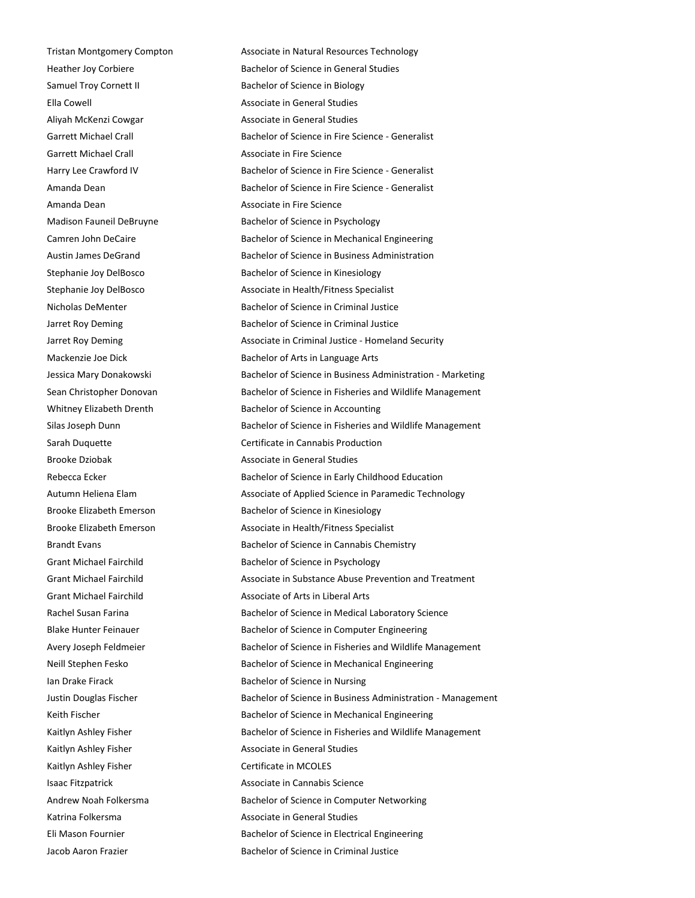| | |
|---|---|
| Tristan Montgomery Compton | Associate in Natural Resources Technology |
| Heather Joy Corbiere | Bachelor of Science in General Studies |
| Samuel Troy Cornett II | Bachelor of Science in Biology |
| Ella Cowell | Associate in General Studies |
| Aliyah McKenzi Cowgar | Associate in General Studies |
| Garrett Michael Crall | Bachelor of Science in Fire Science - Generalist |
| Garrett Michael Crall | Associate in Fire Science |
| Harry Lee Crawford IV | Bachelor of Science in Fire Science - Generalist |
| Amanda Dean | Bachelor of Science in Fire Science - Generalist |
| Amanda Dean | Associate in Fire Science |
| Madison Fauneil DeBruyne | Bachelor of Science in Psychology |
| Camren John DeCaire | Bachelor of Science in Mechanical Engineering |
| Austin James DeGrand | Bachelor of Science in Business Administration |
| Stephanie Joy DelBosco | Bachelor of Science in Kinesiology |
| Stephanie Joy DelBosco | Associate in Health/Fitness Specialist |
| Nicholas DeMenter | Bachelor of Science in Criminal Justice |
| Jarret Roy Deming | Bachelor of Science in Criminal Justice |
| Jarret Roy Deming | Associate in Criminal Justice - Homeland Security |
| Mackenzie Joe Dick | Bachelor of Arts in Language Arts |
| Jessica Mary Donakowski | Bachelor of Science in Business Administration - Marketing |
| Sean Christopher Donovan | Bachelor of Science in Fisheries and Wildlife Management |
| Whitney Elizabeth Drenth | Bachelor of Science in Accounting |
| Silas Joseph Dunn | Bachelor of Science in Fisheries and Wildlife Management |
| Sarah Duquette | Certificate in Cannabis Production |
| Brooke Dziobak | Associate in General Studies |
| Rebecca Ecker | Bachelor of Science in Early Childhood Education |
| Autumn Heliena Elam | Associate of Applied Science in Paramedic Technology |
| Brooke Elizabeth Emerson | Bachelor of Science in Kinesiology |
| Brooke Elizabeth Emerson | Associate in Health/Fitness Specialist |
| Brandt Evans | Bachelor of Science in Cannabis Chemistry |
| Grant Michael Fairchild | Bachelor of Science in Psychology |
| Grant Michael Fairchild | Associate in Substance Abuse Prevention and Treatment |
| Grant Michael Fairchild | Associate of Arts in Liberal Arts |
| Rachel Susan Farina | Bachelor of Science in Medical Laboratory Science |
| Blake Hunter Feinauer | Bachelor of Science in Computer Engineering |
| Avery Joseph Feldmeier | Bachelor of Science in Fisheries and Wildlife Management |
| Neill Stephen Fesko | Bachelor of Science in Mechanical Engineering |
| Ian Drake Firack | Bachelor of Science in Nursing |
| Justin Douglas Fischer | Bachelor of Science in Business Administration - Management |
| Keith Fischer | Bachelor of Science in Mechanical Engineering |
| Kaitlyn Ashley Fisher | Bachelor of Science in Fisheries and Wildlife Management |
| Kaitlyn Ashley Fisher | Associate in General Studies |
| Kaitlyn Ashley Fisher | Certificate in MCOLES |
| Isaac Fitzpatrick | Associate in Cannabis Science |
| Andrew Noah Folkersma | Bachelor of Science in Computer Networking |
| Katrina Folkersma | Associate in General Studies |
| Eli Mason Fournier | Bachelor of Science in Electrical Engineering |
| Jacob Aaron Frazier | Bachelor of Science in Criminal Justice |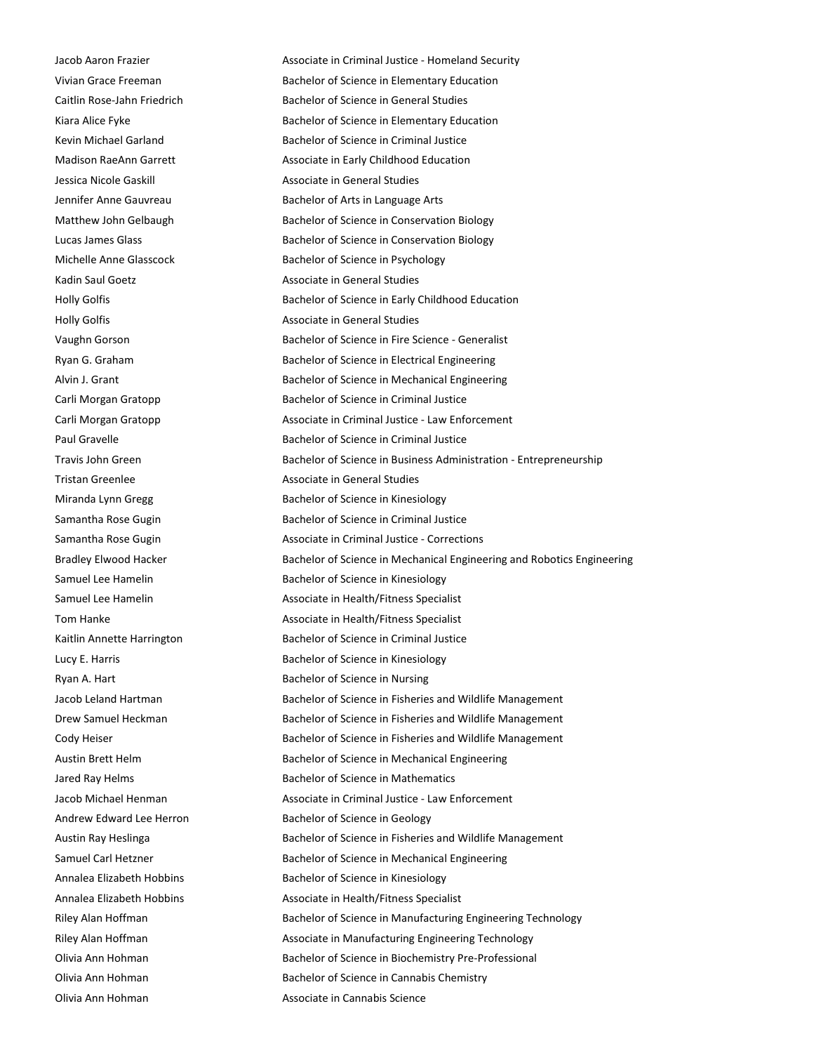| | |
|---|---|
| Jacob Aaron Frazier | Associate in Criminal Justice - Homeland Security |
| Vivian Grace Freeman | Bachelor of Science in Elementary Education |
| Caitlin Rose-Jahn Friedrich | Bachelor of Science in General Studies |
| Kiara Alice Fyke | Bachelor of Science in Elementary Education |
| Kevin Michael Garland | Bachelor of Science in Criminal Justice |
| Madison RaeAnn Garrett | Associate in Early Childhood Education |
| Jessica Nicole Gaskill | Associate in General Studies |
| Jennifer Anne Gauvreau | Bachelor of Arts in Language Arts |
| Matthew John Gelbaugh | Bachelor of Science in Conservation Biology |
| Lucas James Glass | Bachelor of Science in Conservation Biology |
| Michelle Anne Glasscock | Bachelor of Science in Psychology |
| Kadin Saul Goetz | Associate in General Studies |
| Holly Golfis | Bachelor of Science in Early Childhood Education |
| Holly Golfis | Associate in General Studies |
| Vaughn Gorson | Bachelor of Science in Fire Science - Generalist |
| Ryan G. Graham | Bachelor of Science in Electrical Engineering |
| Alvin J. Grant | Bachelor of Science in Mechanical Engineering |
| Carli Morgan Gratopp | Bachelor of Science in Criminal Justice |
| Carli Morgan Gratopp | Associate in Criminal Justice - Law Enforcement |
| Paul Gravelle | Bachelor of Science in Criminal Justice |
| Travis John Green | Bachelor of Science in Business Administration - Entrepreneurship |
| Tristan Greenlee | Associate in General Studies |
| Miranda Lynn Gregg | Bachelor of Science in Kinesiology |
| Samantha Rose Gugin | Bachelor of Science in Criminal Justice |
| Samantha Rose Gugin | Associate in Criminal Justice - Corrections |
| Bradley Elwood Hacker | Bachelor of Science in Mechanical Engineering and Robotics Engineering |
| Samuel Lee Hamelin | Bachelor of Science in Kinesiology |
| Samuel Lee Hamelin | Associate in Health/Fitness Specialist |
| Tom Hanke | Associate in Health/Fitness Specialist |
| Kaitlin Annette Harrington | Bachelor of Science in Criminal Justice |
| Lucy E. Harris | Bachelor of Science in Kinesiology |
| Ryan A. Hart | Bachelor of Science in Nursing |
| Jacob Leland Hartman | Bachelor of Science in Fisheries and Wildlife Management |
| Drew Samuel Heckman | Bachelor of Science in Fisheries and Wildlife Management |
| Cody Heiser | Bachelor of Science in Fisheries and Wildlife Management |
| Austin Brett Helm | Bachelor of Science in Mechanical Engineering |
| Jared Ray Helms | Bachelor of Science in Mathematics |
| Jacob Michael Henman | Associate in Criminal Justice - Law Enforcement |
| Andrew Edward Lee Herron | Bachelor of Science in Geology |
| Austin Ray Heslinga | Bachelor of Science in Fisheries and Wildlife Management |
| Samuel Carl Hetzner | Bachelor of Science in Mechanical Engineering |
| Annalea Elizabeth Hobbins | Bachelor of Science in Kinesiology |
| Annalea Elizabeth Hobbins | Associate in Health/Fitness Specialist |
| Riley Alan Hoffman | Bachelor of Science in Manufacturing Engineering Technology |
| Riley Alan Hoffman | Associate in Manufacturing Engineering Technology |
| Olivia Ann Hohman | Bachelor of Science in Biochemistry Pre-Professional |
| Olivia Ann Hohman | Bachelor of Science in Cannabis Chemistry |
| Olivia Ann Hohman | Associate in Cannabis Science |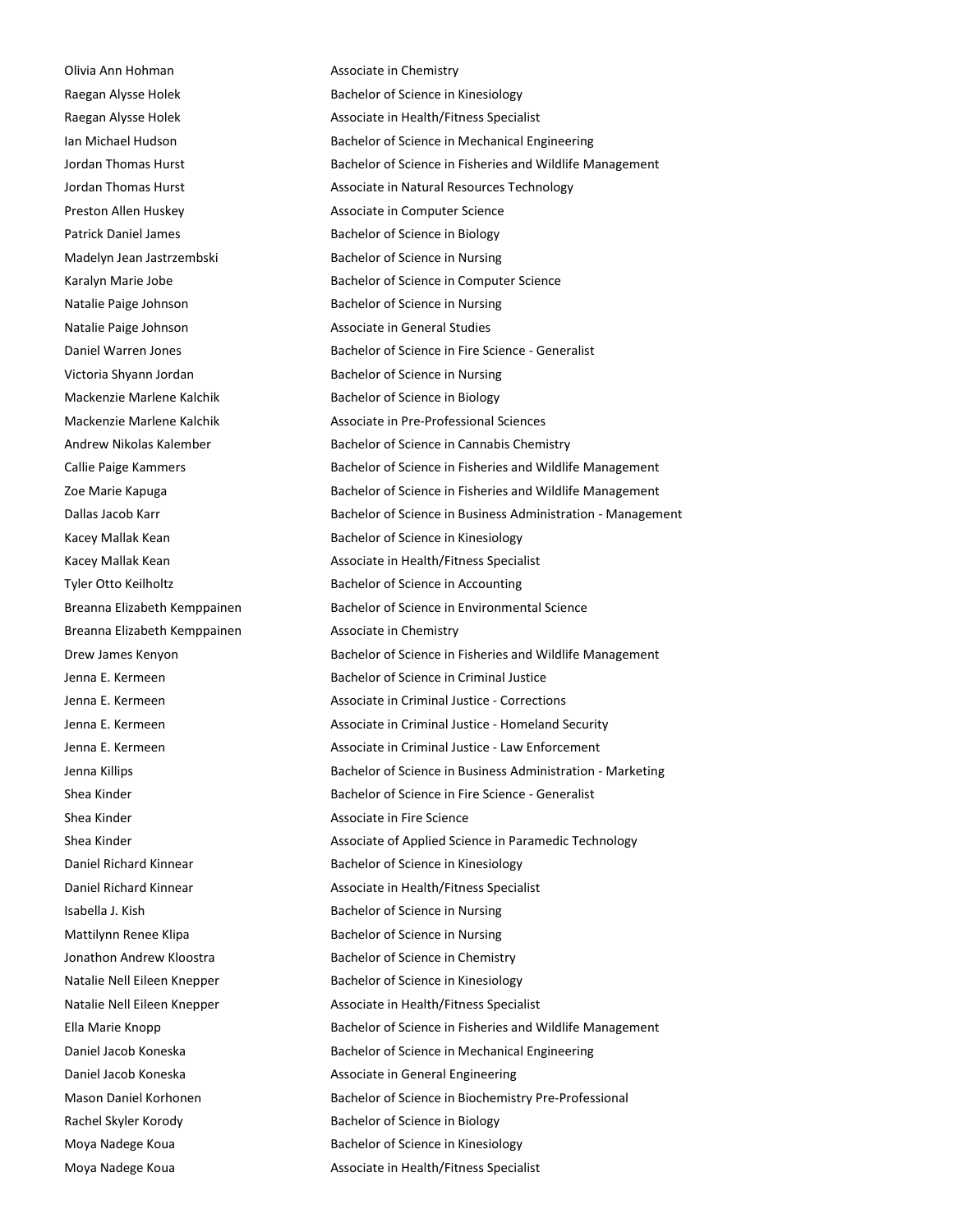| | |
|---|---|
| Olivia Ann Hohman | Associate in Chemistry |
| Raegan Alysse Holek | Bachelor of Science in Kinesiology |
| Raegan Alysse Holek | Associate in Health/Fitness Specialist |
| Ian Michael Hudson | Bachelor of Science in Mechanical Engineering |
| Jordan Thomas Hurst | Bachelor of Science in Fisheries and Wildlife Management |
| Jordan Thomas Hurst | Associate in Natural Resources Technology |
| Preston Allen Huskey | Associate in Computer Science |
| Patrick Daniel James | Bachelor of Science in Biology |
| Madelyn Jean Jastrzembski | Bachelor of Science in Nursing |
| Karalyn Marie Jobe | Bachelor of Science in Computer Science |
| Natalie Paige Johnson | Bachelor of Science in Nursing |
| Natalie Paige Johnson | Associate in General Studies |
| Daniel Warren Jones | Bachelor of Science in Fire Science - Generalist |
| Victoria Shyann Jordan | Bachelor of Science in Nursing |
| Mackenzie Marlene Kalchik | Bachelor of Science in Biology |
| Mackenzie Marlene Kalchik | Associate in Pre-Professional Sciences |
| Andrew Nikolas Kalember | Bachelor of Science in Cannabis Chemistry |
| Callie Paige Kammers | Bachelor of Science in Fisheries and Wildlife Management |
| Zoe Marie Kapuga | Bachelor of Science in Fisheries and Wildlife Management |
| Dallas Jacob Karr | Bachelor of Science in Business Administration - Management |
| Kacey Mallak Kean | Bachelor of Science in Kinesiology |
| Kacey Mallak Kean | Associate in Health/Fitness Specialist |
| Tyler Otto Keilholtz | Bachelor of Science in Accounting |
| Breanna Elizabeth Kemppainen | Bachelor of Science in Environmental Science |
| Breanna Elizabeth Kemppainen | Associate in Chemistry |
| Drew James Kenyon | Bachelor of Science in Fisheries and Wildlife Management |
| Jenna E. Kermeen | Bachelor of Science in Criminal Justice |
| Jenna E. Kermeen | Associate in Criminal Justice - Corrections |
| Jenna E. Kermeen | Associate in Criminal Justice - Homeland Security |
| Jenna E. Kermeen | Associate in Criminal Justice - Law Enforcement |
| Jenna Killips | Bachelor of Science in Business Administration - Marketing |
| Shea Kinder | Bachelor of Science in Fire Science - Generalist |
| Shea Kinder | Associate in Fire Science |
| Shea Kinder | Associate of Applied Science in Paramedic Technology |
| Daniel Richard Kinnear | Bachelor of Science in Kinesiology |
| Daniel Richard Kinnear | Associate in Health/Fitness Specialist |
| Isabella J. Kish | Bachelor of Science in Nursing |
| Mattilynn Renee Klipa | Bachelor of Science in Nursing |
| Jonathon Andrew Kloostra | Bachelor of Science in Chemistry |
| Natalie Nell Eileen Knepper | Bachelor of Science in Kinesiology |
| Natalie Nell Eileen Knepper | Associate in Health/Fitness Specialist |
| Ella Marie Knopp | Bachelor of Science in Fisheries and Wildlife Management |
| Daniel Jacob Koneska | Bachelor of Science in Mechanical Engineering |
| Daniel Jacob Koneska | Associate in General Engineering |
| Mason Daniel Korhonen | Bachelor of Science in Biochemistry Pre-Professional |
| Rachel Skyler Korody | Bachelor of Science in Biology |
| Moya Nadege Koua | Bachelor of Science in Kinesiology |
| Moya Nadege Koua | Associate in Health/Fitness Specialist |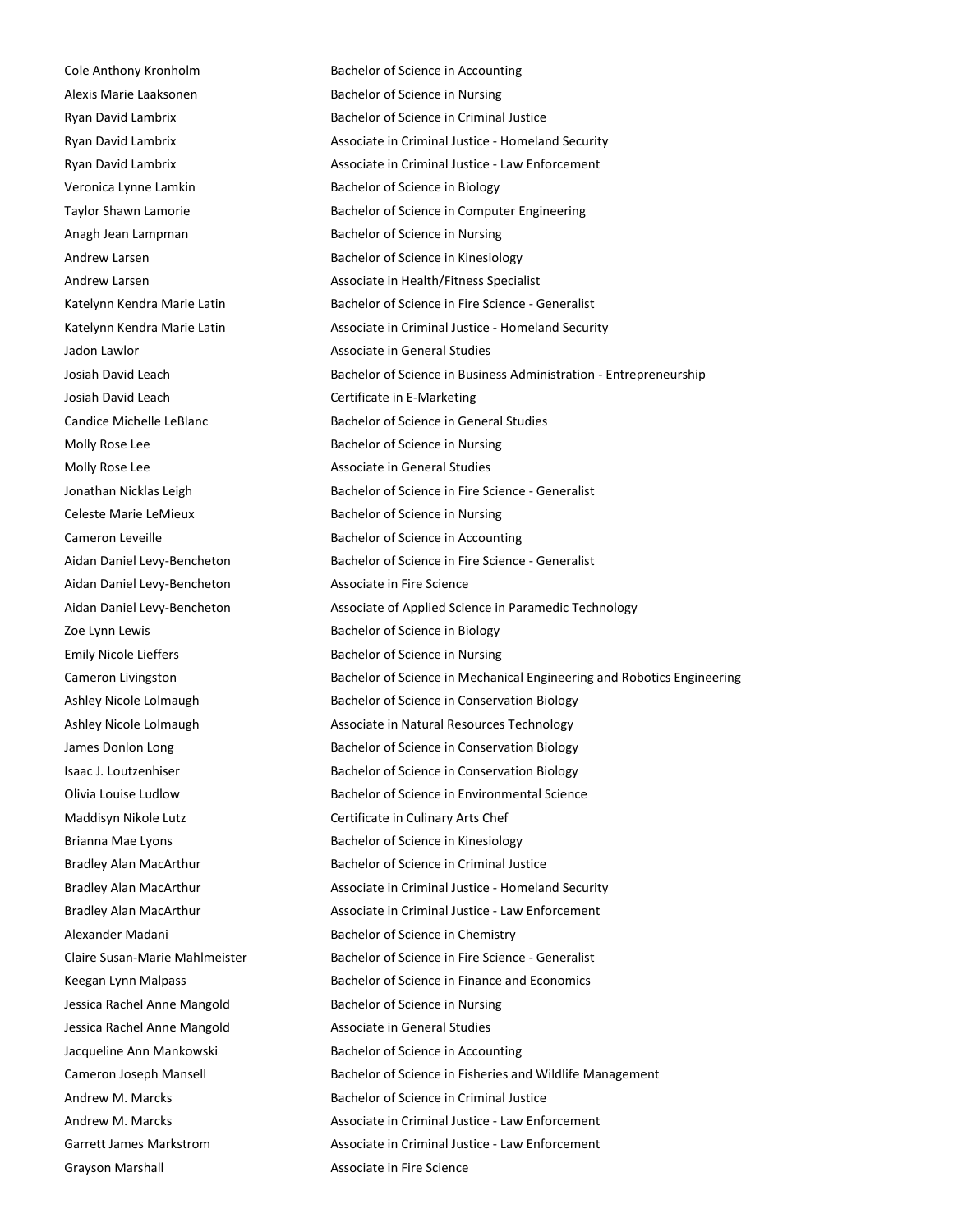| | |
|---|---|
| Cole Anthony Kronholm | Bachelor of Science in Accounting |
| Alexis Marie Laaksonen | Bachelor of Science in Nursing |
| Ryan David Lambrix | Bachelor of Science in Criminal Justice |
| Ryan David Lambrix | Associate in Criminal Justice - Homeland Security |
| Ryan David Lambrix | Associate in Criminal Justice - Law Enforcement |
| Veronica Lynne Lamkin | Bachelor of Science in Biology |
| Taylor Shawn Lamorie | Bachelor of Science in Computer Engineering |
| Anagh Jean Lampman | Bachelor of Science in Nursing |
| Andrew Larsen | Bachelor of Science in Kinesiology |
| Andrew Larsen | Associate in Health/Fitness Specialist |
| Katelynn Kendra Marie Latin | Bachelor of Science in Fire Science - Generalist |
| Katelynn Kendra Marie Latin | Associate in Criminal Justice - Homeland Security |
| Jadon Lawlor | Associate in General Studies |
| Josiah David Leach | Bachelor of Science in Business Administration - Entrepreneurship |
| Josiah David Leach | Certificate in E-Marketing |
| Candice Michelle LeBlanc | Bachelor of Science in General Studies |
| Molly Rose Lee | Bachelor of Science in Nursing |
| Molly Rose Lee | Associate in General Studies |
| Jonathan Nicklas Leigh | Bachelor of Science in Fire Science - Generalist |
| Celeste Marie LeMieux | Bachelor of Science in Nursing |
| Cameron Leveille | Bachelor of Science in Accounting |
| Aidan Daniel Levy-Bencheton | Bachelor of Science in Fire Science - Generalist |
| Aidan Daniel Levy-Bencheton | Associate in Fire Science |
| Aidan Daniel Levy-Bencheton | Associate of Applied Science in Paramedic Technology |
| Zoe Lynn Lewis | Bachelor of Science in Biology |
| Emily Nicole Lieffers | Bachelor of Science in Nursing |
| Cameron Livingston | Bachelor of Science in Mechanical Engineering and Robotics Engineering |
| Ashley Nicole Lolmaugh | Bachelor of Science in Conservation Biology |
| Ashley Nicole Lolmaugh | Associate in Natural Resources Technology |
| James Donlon Long | Bachelor of Science in Conservation Biology |
| Isaac J. Loutzenhiser | Bachelor of Science in Conservation Biology |
| Olivia Louise Ludlow | Bachelor of Science in Environmental Science |
| Maddisyn Nikole Lutz | Certificate in Culinary Arts Chef |
| Brianna Mae Lyons | Bachelor of Science in Kinesiology |
| Bradley Alan MacArthur | Bachelor of Science in Criminal Justice |
| Bradley Alan MacArthur | Associate in Criminal Justice - Homeland Security |
| Bradley Alan MacArthur | Associate in Criminal Justice - Law Enforcement |
| Alexander Madani | Bachelor of Science in Chemistry |
| Claire Susan-Marie Mahlmeister | Bachelor of Science in Fire Science - Generalist |
| Keegan Lynn Malpass | Bachelor of Science in Finance and Economics |
| Jessica Rachel Anne Mangold | Bachelor of Science in Nursing |
| Jessica Rachel Anne Mangold | Associate in General Studies |
| Jacqueline Ann Mankowski | Bachelor of Science in Accounting |
| Cameron Joseph Mansell | Bachelor of Science in Fisheries and Wildlife Management |
| Andrew M. Marcks | Bachelor of Science in Criminal Justice |
| Andrew M. Marcks | Associate in Criminal Justice - Law Enforcement |
| Garrett James Markstrom | Associate in Criminal Justice - Law Enforcement |
| Grayson Marshall | Associate in Fire Science |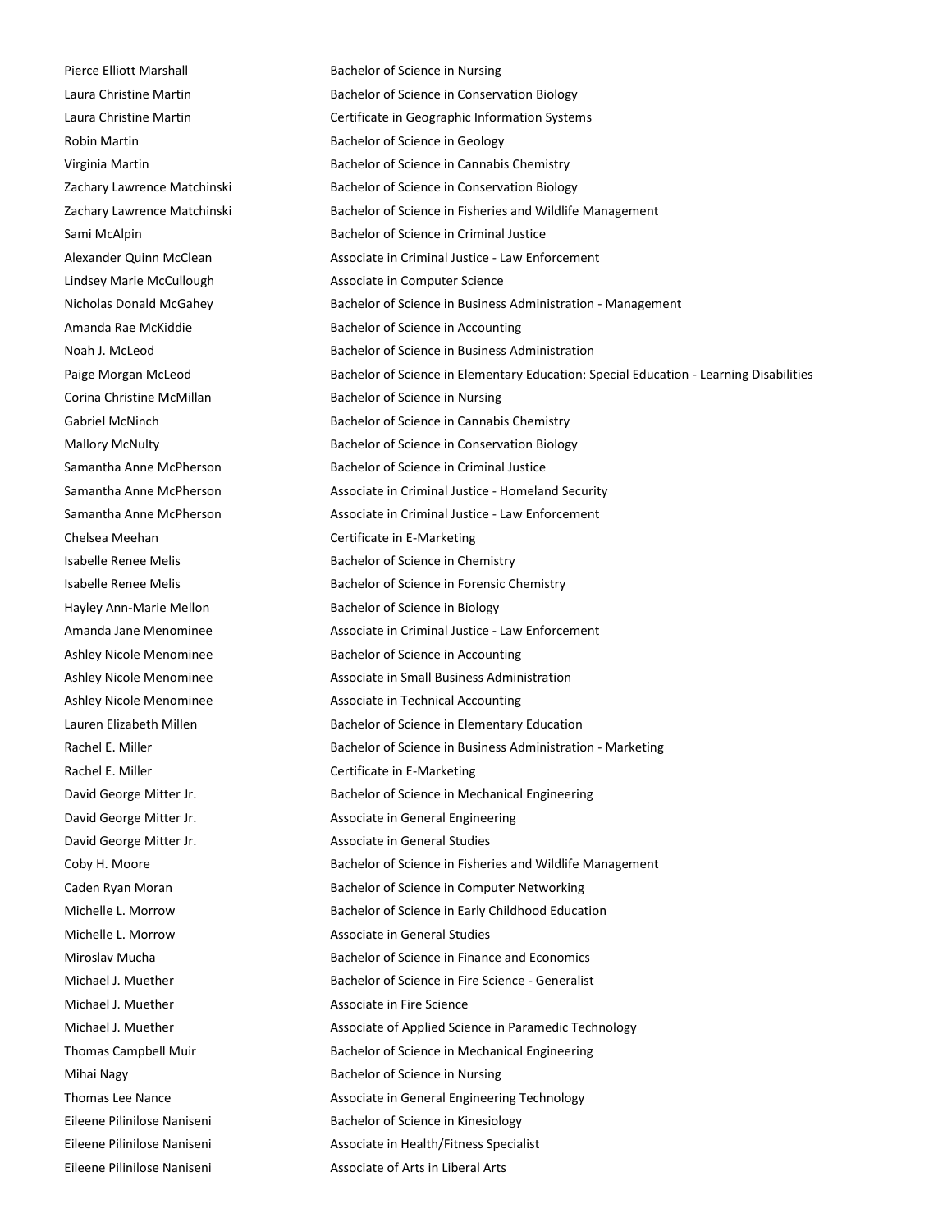| | |
|---|---|
| Pierce Elliott Marshall | Bachelor of Science in Nursing |
| Laura Christine Martin | Bachelor of Science in Conservation Biology |
| Laura Christine Martin | Certificate in Geographic Information Systems |
| Robin Martin | Bachelor of Science in Geology |
| Virginia Martin | Bachelor of Science in Cannabis Chemistry |
| Zachary Lawrence Matchinski | Bachelor of Science in Conservation Biology |
| Zachary Lawrence Matchinski | Bachelor of Science in Fisheries and Wildlife Management |
| Sami McAlpin | Bachelor of Science in Criminal Justice |
| Alexander Quinn McClean | Associate in Criminal Justice - Law Enforcement |
| Lindsey Marie McCullough | Associate in Computer Science |
| Nicholas Donald McGahey | Bachelor of Science in Business Administration - Management |
| Amanda Rae McKiddie | Bachelor of Science in Accounting |
| Noah J. McLeod | Bachelor of Science in Business Administration |
| Paige Morgan McLeod | Bachelor of Science in Elementary Education: Special Education - Learning Disabilities |
| Corina Christine McMillan | Bachelor of Science in Nursing |
| Gabriel McNinch | Bachelor of Science in Cannabis Chemistry |
| Mallory McNulty | Bachelor of Science in Conservation Biology |
| Samantha Anne McPherson | Bachelor of Science in Criminal Justice |
| Samantha Anne McPherson | Associate in Criminal Justice - Homeland Security |
| Samantha Anne McPherson | Associate in Criminal Justice - Law Enforcement |
| Chelsea Meehan | Certificate in E-Marketing |
| Isabelle Renee Melis | Bachelor of Science in Chemistry |
| Isabelle Renee Melis | Bachelor of Science in Forensic Chemistry |
| Hayley Ann-Marie Mellon | Bachelor of Science in Biology |
| Amanda Jane Menominee | Associate in Criminal Justice - Law Enforcement |
| Ashley Nicole Menominee | Bachelor of Science in Accounting |
| Ashley Nicole Menominee | Associate in Small Business Administration |
| Ashley Nicole Menominee | Associate in Technical Accounting |
| Lauren Elizabeth Millen | Bachelor of Science in Elementary Education |
| Rachel E. Miller | Bachelor of Science in Business Administration - Marketing |
| Rachel E. Miller | Certificate in E-Marketing |
| David George Mitter Jr. | Bachelor of Science in Mechanical Engineering |
| David George Mitter Jr. | Associate in General Engineering |
| David George Mitter Jr. | Associate in General Studies |
| Coby H. Moore | Bachelor of Science in Fisheries and Wildlife Management |
| Caden Ryan Moran | Bachelor of Science in Computer Networking |
| Michelle L. Morrow | Bachelor of Science in Early Childhood Education |
| Michelle L. Morrow | Associate in General Studies |
| Miroslav Mucha | Bachelor of Science in Finance and Economics |
| Michael J. Muether | Bachelor of Science in Fire Science - Generalist |
| Michael J. Muether | Associate in Fire Science |
| Michael J. Muether | Associate of Applied Science in Paramedic Technology |
| Thomas Campbell Muir | Bachelor of Science in Mechanical Engineering |
| Mihai Nagy | Bachelor of Science in Nursing |
| Thomas Lee Nance | Associate in General Engineering Technology |
| Eileene Pilinilose Naniseni | Bachelor of Science in Kinesiology |
| Eileene Pilinilose Naniseni | Associate in Health/Fitness Specialist |
| Eileene Pilinilose Naniseni | Associate of Arts in Liberal Arts |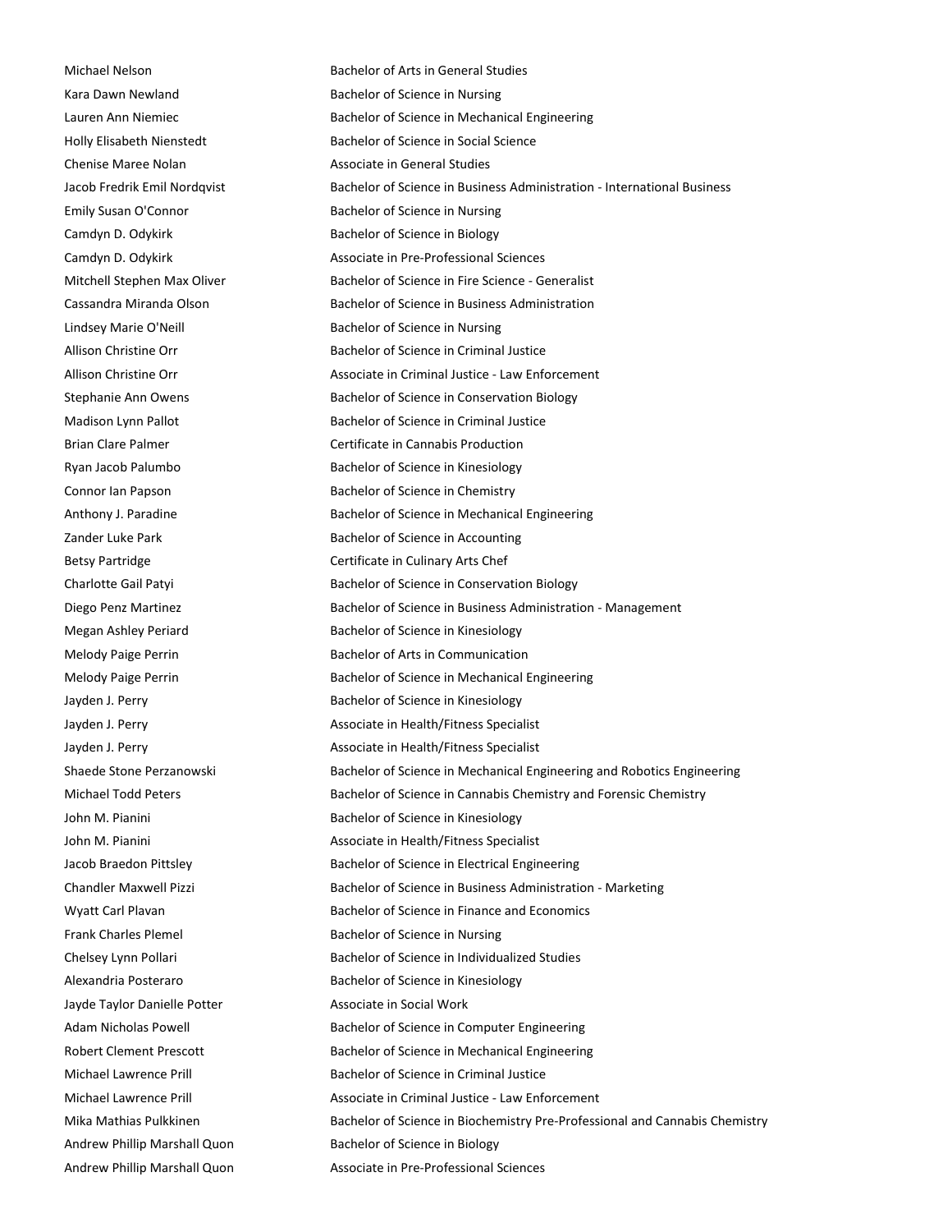| | |
|---|---|
| Michael Nelson | Bachelor of Arts in General Studies |
| Kara Dawn Newland | Bachelor of Science in Nursing |
| Lauren Ann Niemiec | Bachelor of Science in Mechanical Engineering |
| Holly Elisabeth Nienstedt | Bachelor of Science in Social Science |
| Chenise Maree Nolan | Associate in General Studies |
| Jacob Fredrik Emil Nordqvist | Bachelor of Science in Business Administration - International Business |
| Emily Susan O'Connor | Bachelor of Science in Nursing |
| Camdyn D. Odykirk | Bachelor of Science in Biology |
| Camdyn D. Odykirk | Associate in Pre-Professional Sciences |
| Mitchell Stephen Max Oliver | Bachelor of Science in Fire Science - Generalist |
| Cassandra Miranda Olson | Bachelor of Science in Business Administration |
| Lindsey Marie O'Neill | Bachelor of Science in Nursing |
| Allison Christine Orr | Bachelor of Science in Criminal Justice |
| Allison Christine Orr | Associate in Criminal Justice - Law Enforcement |
| Stephanie Ann Owens | Bachelor of Science in Conservation Biology |
| Madison Lynn Pallot | Bachelor of Science in Criminal Justice |
| Brian Clare Palmer | Certificate in Cannabis Production |
| Ryan Jacob Palumbo | Bachelor of Science in Kinesiology |
| Connor Ian Papson | Bachelor of Science in Chemistry |
| Anthony J. Paradine | Bachelor of Science in Mechanical Engineering |
| Zander Luke Park | Bachelor of Science in Accounting |
| Betsy Partridge | Certificate in Culinary Arts Chef |
| Charlotte Gail Patyi | Bachelor of Science in Conservation Biology |
| Diego Penz Martinez | Bachelor of Science in Business Administration - Management |
| Megan Ashley Periard | Bachelor of Science in Kinesiology |
| Melody Paige Perrin | Bachelor of Arts in Communication |
| Melody Paige Perrin | Bachelor of Science in Mechanical Engineering |
| Jayden J. Perry | Bachelor of Science in Kinesiology |
| Jayden J. Perry | Associate in Health/Fitness Specialist |
| Jayden J. Perry | Associate in Health/Fitness Specialist |
| Shaede Stone Perzanowski | Bachelor of Science in Mechanical Engineering and Robotics Engineering |
| Michael Todd Peters | Bachelor of Science in Cannabis Chemistry and Forensic Chemistry |
| John M. Pianini | Bachelor of Science in Kinesiology |
| John M. Pianini | Associate in Health/Fitness Specialist |
| Jacob Braedon Pittsley | Bachelor of Science in Electrical Engineering |
| Chandler Maxwell Pizzi | Bachelor of Science in Business Administration - Marketing |
| Wyatt Carl Plavan | Bachelor of Science in Finance and Economics |
| Frank Charles Plemel | Bachelor of Science in Nursing |
| Chelsey Lynn Pollari | Bachelor of Science in Individualized Studies |
| Alexandria Posteraro | Bachelor of Science in Kinesiology |
| Jayde Taylor Danielle Potter | Associate in Social Work |
| Adam Nicholas Powell | Bachelor of Science in Computer Engineering |
| Robert Clement Prescott | Bachelor of Science in Mechanical Engineering |
| Michael Lawrence Prill | Bachelor of Science in Criminal Justice |
| Michael Lawrence Prill | Associate in Criminal Justice - Law Enforcement |
| Mika Mathias Pulkkinen | Bachelor of Science in Biochemistry Pre-Professional and Cannabis Chemistry |
| Andrew Phillip Marshall Quon | Bachelor of Science in Biology |
| Andrew Phillip Marshall Quon | Associate in Pre-Professional Sciences |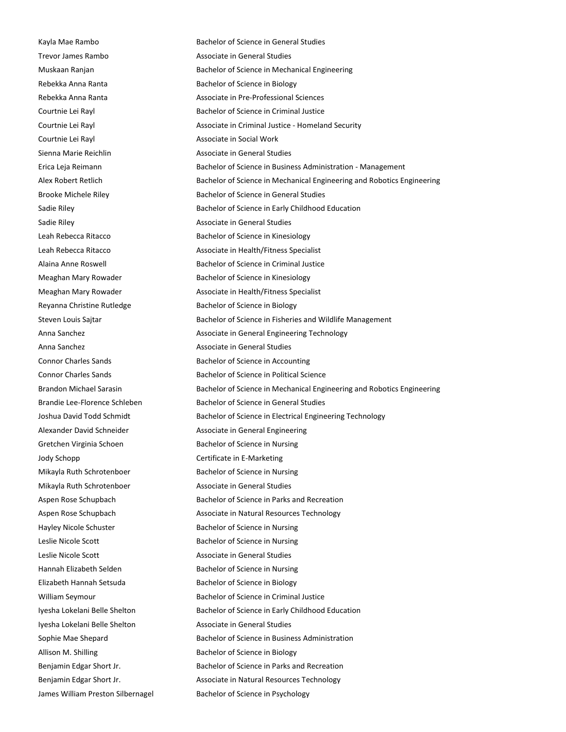| Name | Degree |
| --- | --- |
| Kayla Mae Rambo | Bachelor of Science in General Studies |
| Trevor James Rambo | Associate in General Studies |
| Muskaan Ranjan | Bachelor of Science in Mechanical Engineering |
| Rebekka Anna Ranta | Bachelor of Science in Biology |
| Rebekka Anna Ranta | Associate in Pre-Professional Sciences |
| Courtnie Lei Rayl | Bachelor of Science in Criminal Justice |
| Courtnie Lei Rayl | Associate in Criminal Justice - Homeland Security |
| Courtnie Lei Rayl | Associate in Social Work |
| Sienna Marie Reichlin | Associate in General Studies |
| Erica Leja Reimann | Bachelor of Science in Business Administration - Management |
| Alex Robert Retlich | Bachelor of Science in Mechanical Engineering and Robotics Engineering |
| Brooke Michele Riley | Bachelor of Science in General Studies |
| Sadie Riley | Bachelor of Science in Early Childhood Education |
| Sadie Riley | Associate in General Studies |
| Leah Rebecca Ritacco | Bachelor of Science in Kinesiology |
| Leah Rebecca Ritacco | Associate in Health/Fitness Specialist |
| Alaina Anne Roswell | Bachelor of Science in Criminal Justice |
| Meaghan Mary Rowader | Bachelor of Science in Kinesiology |
| Meaghan Mary Rowader | Associate in Health/Fitness Specialist |
| Reyanna Christine Rutledge | Bachelor of Science in Biology |
| Steven Louis Sajtar | Bachelor of Science in Fisheries and Wildlife Management |
| Anna Sanchez | Associate in General Engineering Technology |
| Anna Sanchez | Associate in General Studies |
| Connor Charles Sands | Bachelor of Science in Accounting |
| Connor Charles Sands | Bachelor of Science in Political Science |
| Brandon Michael Sarasin | Bachelor of Science in Mechanical Engineering and Robotics Engineering |
| Brandie Lee-Florence Schleben | Bachelor of Science in General Studies |
| Joshua David Todd Schmidt | Bachelor of Science in Electrical Engineering Technology |
| Alexander David Schneider | Associate in General Engineering |
| Gretchen Virginia Schoen | Bachelor of Science in Nursing |
| Jody Schopp | Certificate in E-Marketing |
| Mikayla Ruth Schrotenboer | Bachelor of Science in Nursing |
| Mikayla Ruth Schrotenboer | Associate in General Studies |
| Aspen Rose Schupbach | Bachelor of Science in Parks and Recreation |
| Aspen Rose Schupbach | Associate in Natural Resources Technology |
| Hayley Nicole Schuster | Bachelor of Science in Nursing |
| Leslie Nicole Scott | Bachelor of Science in Nursing |
| Leslie Nicole Scott | Associate in General Studies |
| Hannah Elizabeth Selden | Bachelor of Science in Nursing |
| Elizabeth Hannah Setsuda | Bachelor of Science in Biology |
| William Seymour | Bachelor of Science in Criminal Justice |
| Iyesha Lokelani Belle Shelton | Bachelor of Science in Early Childhood Education |
| Iyesha Lokelani Belle Shelton | Associate in General Studies |
| Sophie Mae Shepard | Bachelor of Science in Business Administration |
| Allison M. Shilling | Bachelor of Science in Biology |
| Benjamin Edgar Short Jr. | Bachelor of Science in Parks and Recreation |
| Benjamin Edgar Short Jr. | Associate in Natural Resources Technology |
| James William Preston Silbernagel | Bachelor of Science in Psychology |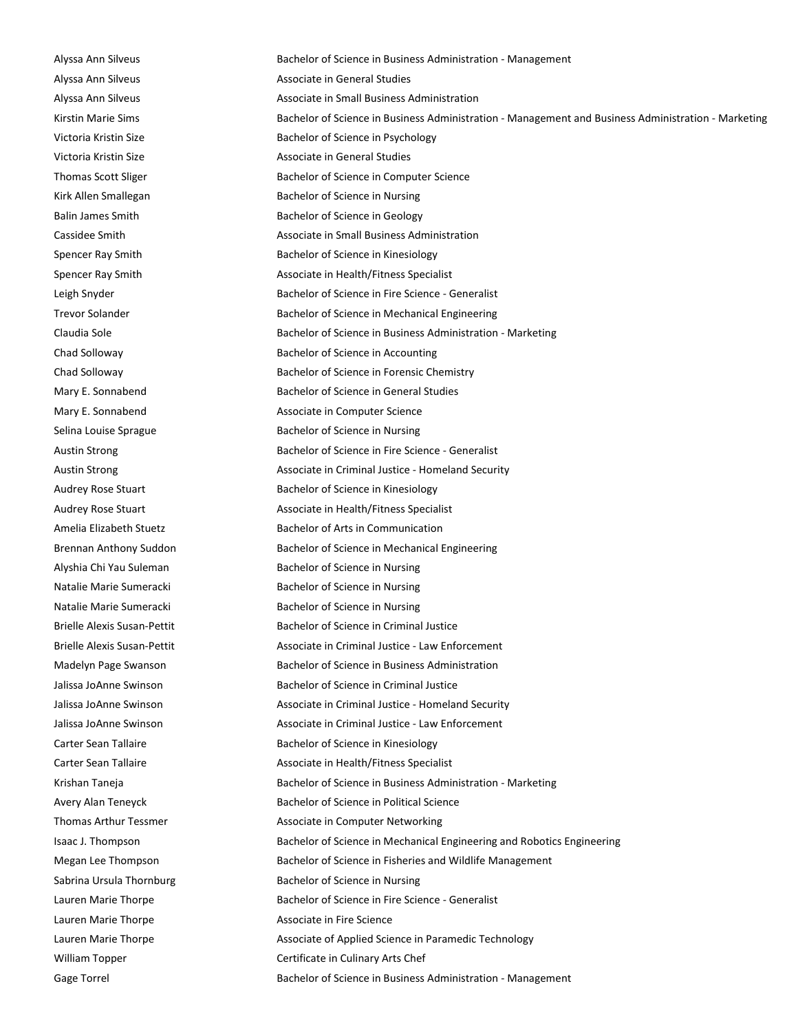| | |
|---|---|
| Alyssa Ann Silveus | Bachelor of Science in Business Administration - Management |
| Alyssa Ann Silveus | Associate in General Studies |
| Alyssa Ann Silveus | Associate in Small Business Administration |
| Kirstin Marie Sims | Bachelor of Science in Business Administration - Management and Business Administration - Marketing |
| Victoria Kristin Size | Bachelor of Science in Psychology |
| Victoria Kristin Size | Associate in General Studies |
| Thomas Scott Sliger | Bachelor of Science in Computer Science |
| Kirk Allen Smallegan | Bachelor of Science in Nursing |
| Balin James Smith | Bachelor of Science in Geology |
| Cassidee Smith | Associate in Small Business Administration |
| Spencer Ray Smith | Bachelor of Science in Kinesiology |
| Spencer Ray Smith | Associate in Health/Fitness Specialist |
| Leigh Snyder | Bachelor of Science in Fire Science - Generalist |
| Trevor Solander | Bachelor of Science in Mechanical Engineering |
| Claudia Sole | Bachelor of Science in Business Administration - Marketing |
| Chad Solloway | Bachelor of Science in Accounting |
| Chad Solloway | Bachelor of Science in Forensic Chemistry |
| Mary E. Sonnabend | Bachelor of Science in General Studies |
| Mary E. Sonnabend | Associate in Computer Science |
| Selina Louise Sprague | Bachelor of Science in Nursing |
| Austin Strong | Bachelor of Science in Fire Science - Generalist |
| Austin Strong | Associate in Criminal Justice - Homeland Security |
| Audrey Rose Stuart | Bachelor of Science in Kinesiology |
| Audrey Rose Stuart | Associate in Health/Fitness Specialist |
| Amelia Elizabeth Stuetz | Bachelor of Arts in Communication |
| Brennan Anthony Suddon | Bachelor of Science in Mechanical Engineering |
| Alyshia Chi Yau Suleman | Bachelor of Science in Nursing |
| Natalie Marie Sumeracki | Bachelor of Science in Nursing |
| Natalie Marie Sumeracki | Bachelor of Science in Nursing |
| Brielle Alexis Susan-Pettit | Bachelor of Science in Criminal Justice |
| Brielle Alexis Susan-Pettit | Associate in Criminal Justice - Law Enforcement |
| Madelyn Page Swanson | Bachelor of Science in Business Administration |
| Jalissa JoAnne Swinson | Bachelor of Science in Criminal Justice |
| Jalissa JoAnne Swinson | Associate in Criminal Justice - Homeland Security |
| Jalissa JoAnne Swinson | Associate in Criminal Justice - Law Enforcement |
| Carter Sean Tallaire | Bachelor of Science in Kinesiology |
| Carter Sean Tallaire | Associate in Health/Fitness Specialist |
| Krishan Taneja | Bachelor of Science in Business Administration - Marketing |
| Avery Alan Teneyck | Bachelor of Science in Political Science |
| Thomas Arthur Tessmer | Associate in Computer Networking |
| Isaac J. Thompson | Bachelor of Science in Mechanical Engineering and Robotics Engineering |
| Megan Lee Thompson | Bachelor of Science in Fisheries and Wildlife Management |
| Sabrina Ursula Thornburg | Bachelor of Science in Nursing |
| Lauren Marie Thorpe | Bachelor of Science in Fire Science - Generalist |
| Lauren Marie Thorpe | Associate in Fire Science |
| Lauren Marie Thorpe | Associate of Applied Science in Paramedic Technology |
| William Topper | Certificate in Culinary Arts Chef |
| Gage Torrel | Bachelor of Science in Business Administration - Management |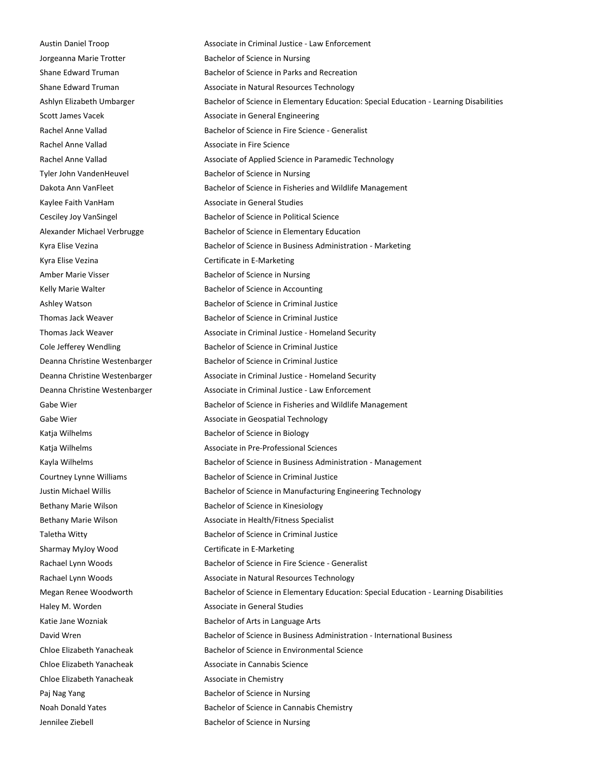| | |
|---|---|
| Austin Daniel Troop | Associate in Criminal Justice - Law Enforcement |
| Jorgeanna Marie Trotter | Bachelor of Science in Nursing |
| Shane Edward Truman | Bachelor of Science in Parks and Recreation |
| Shane Edward Truman | Associate in Natural Resources Technology |
| Ashlyn Elizabeth Umbarger | Bachelor of Science in Elementary Education: Special Education - Learning Disabilities |
| Scott James Vacek | Associate in General Engineering |
| Rachel Anne Vallad | Bachelor of Science in Fire Science - Generalist |
| Rachel Anne Vallad | Associate in Fire Science |
| Rachel Anne Vallad | Associate of Applied Science in Paramedic Technology |
| Tyler John VandenHeuvel | Bachelor of Science in Nursing |
| Dakota Ann VanFleet | Bachelor of Science in Fisheries and Wildlife Management |
| Kaylee Faith VanHam | Associate in General Studies |
| Cesciley Joy VanSingel | Bachelor of Science in Political Science |
| Alexander Michael Verbrugge | Bachelor of Science in Elementary Education |
| Kyra Elise Vezina | Bachelor of Science in Business Administration - Marketing |
| Kyra Elise Vezina | Certificate in E-Marketing |
| Amber Marie Visser | Bachelor of Science in Nursing |
| Kelly Marie Walter | Bachelor of Science in Accounting |
| Ashley Watson | Bachelor of Science in Criminal Justice |
| Thomas Jack Weaver | Bachelor of Science in Criminal Justice |
| Thomas Jack Weaver | Associate in Criminal Justice - Homeland Security |
| Cole Jefferey Wendling | Bachelor of Science in Criminal Justice |
| Deanna Christine Westenbarger | Bachelor of Science in Criminal Justice |
| Deanna Christine Westenbarger | Associate in Criminal Justice - Homeland Security |
| Deanna Christine Westenbarger | Associate in Criminal Justice - Law Enforcement |
| Gabe Wier | Bachelor of Science in Fisheries and Wildlife Management |
| Gabe Wier | Associate in Geospatial Technology |
| Katja Wilhelms | Bachelor of Science in Biology |
| Katja Wilhelms | Associate in Pre-Professional Sciences |
| Kayla Wilhelms | Bachelor of Science in Business Administration - Management |
| Courtney Lynne Williams | Bachelor of Science in Criminal Justice |
| Justin Michael Willis | Bachelor of Science in Manufacturing Engineering Technology |
| Bethany Marie Wilson | Bachelor of Science in Kinesiology |
| Bethany Marie Wilson | Associate in Health/Fitness Specialist |
| Taletha Witty | Bachelor of Science in Criminal Justice |
| Sharmay MyJoy Wood | Certificate in E-Marketing |
| Rachael Lynn Woods | Bachelor of Science in Fire Science - Generalist |
| Rachael Lynn Woods | Associate in Natural Resources Technology |
| Megan Renee Woodworth | Bachelor of Science in Elementary Education: Special Education - Learning Disabilities |
| Haley M. Worden | Associate in General Studies |
| Katie Jane Wozniak | Bachelor of Arts in Language Arts |
| David Wren | Bachelor of Science in Business Administration - International Business |
| Chloe Elizabeth Yanacheak | Bachelor of Science in Environmental Science |
| Chloe Elizabeth Yanacheak | Associate in Cannabis Science |
| Chloe Elizabeth Yanacheak | Associate in Chemistry |
| Paj Nag Yang | Bachelor of Science in Nursing |
| Noah Donald Yates | Bachelor of Science in Cannabis Chemistry |
| Jennilee Ziebell | Bachelor of Science in Nursing |